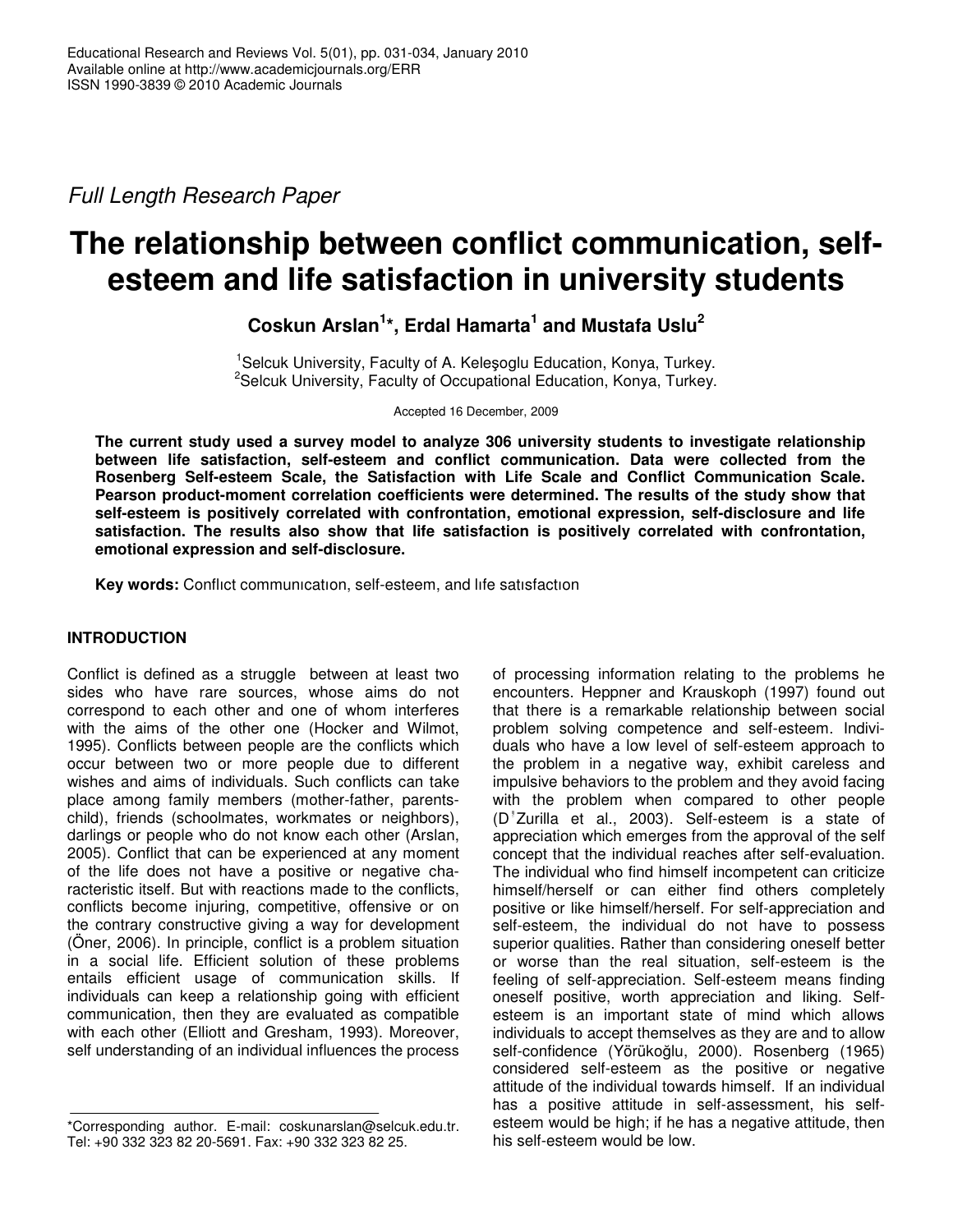Full Length Research Paper

# The relationship between conflict communication, self-esteem and life satisfaction in university students

**Coskun Arslan[1]*, Erdal Hamarta[1] and Mustafa Uslu[2]**

[1]Selcuk University, Faculty of A. Keleşoglu Education, Konya, Turkey.
[2]Selcuk University, Faculty of Occupational Education, Konya, Turkey.

Accepted 16 December, 2009

**The current study used a survey model to analyze 306 university students to investigate relationship between life satisfaction, self-esteem and conflict communication. Data were collected from the Rosenberg Self-esteem Scale, the Satisfaction with Life Scale and Conflict Communication Scale. Pearson product-moment correlation coefficients were determined. The results of the study show that self-esteem is positively correlated with confrontation, emotional expression, self-disclosure and life satisfaction. The results also show that life satisfaction is positively correlated with confrontation, emotional expression and self-disclosure.**

**Key words:** Conflıct communıcatıon, self-esteem, and lıfe satısfactıon

## INTRODUCTION

Conflict is defined as a struggle between at least two sides who have rare sources, whose aims do not correspond to each other and one of whom interferes with the aims of the other one (Hocker and Wilmot, 1995). Conflicts between people are the conflicts which occur between two or more people due to different wishes and aims of individuals. Such conflicts can take place among family members (mother-father, parents-child), friends (schoolmates, workmates or neighbors), darlings or people who do not know each other (Arslan, 2005). Conflict that can be experienced at any moment of the life does not have a positive or negative characteristic itself. But with reactions made to the conflicts, conflicts become injuring, competitive, offensive or on the contrary constructive giving a way for development (Öner, 2006). In principle, conflict is a problem situation in a social life. Efficient solution of these problems entails efficient usage of communication skills. If individuals can keep a relationship going with efficient communication, then they are evaluated as compatible with each other (Elliott and Gresham, 1993). Moreover, self understanding of an individual influences the process of processing information relating to the problems he encounters. Heppner and Krauskoph (1997) found out that there is a remarkable relationship between social problem solving competence and self-esteem. Individuals who have a low level of self-esteem approach to the problem in a negative way, exhibit careless and impulsive behaviors to the problem and they avoid facing with the problem when compared to other people (D'Zurilla et al., 2003). Self-esteem is a state of appreciation which emerges from the approval of the self concept that the individual reaches after self-evaluation. The individual who find himself incompetent can criticize himself/herself or can either find others completely positive or like himself/herself. For self-appreciation and self-esteem, the individual do not have to possess superior qualities. Rather than considering oneself better or worse than the real situation, self-esteem is the feeling of self-appreciation. Self-esteem means finding oneself positive, worth appreciation and liking. Self-esteem is an important state of mind which allows individuals to accept themselves as they are and to allow self-confidence (Yőrükoğlu, 2000). Rosenberg (1965) considered self-esteem as the positive or negative attitude of the individual towards himself. If an individual has a positive attitude in self-assessment, his self-esteem would be high; if he has a negative attitude, then his self-esteem would be low.

*Corresponding author. E-mail: coskunarslan@selcuk.edu.tr. Tel: +90 332 323 82 20-5691. Fax: +90 332 323 82 25.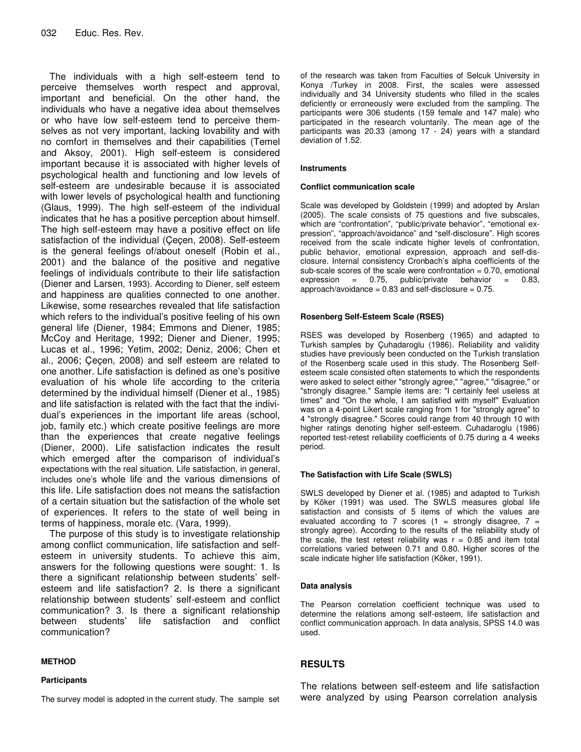The individuals with a high self-esteem tend to perceive themselves worth respect and approval, important and beneficial. On the other hand, the individuals who have a negative idea about themselves or who have low self-esteem tend to perceive themselves as not very important, lacking lovability and with no comfort in themselves and their capabilities (Temel and Aksoy, 2001). High self-esteem is considered important because it is associated with higher levels of psychological health and functioning and low levels of self-esteem are undesirable because it is associated with lower levels of psychological health and functioning (Glaus, 1999). The high self-esteem of the individual indicates that he has a positive perception about himself. The high self-esteem may have a positive effect on life satisfaction of the individual (Çeçen, 2008). Self-esteem is the general feelings of/about oneself (Robin et al., 2001) and the balance of the positive and negative feelings of individuals contribute to their life satisfaction (Diener and Larsen, 1993). According to Diener, self esteem and happiness are qualities connected to one another. Likewise, some researches revealed that life satisfaction which refers to the individual's positive feeling of his own general life (Diener, 1984; Emmons and Diener, 1985; McCoy and Heritage, 1992; Diener and Diener, 1995; Lucas et al., 1996; Yetim, 2002; Deniz, 2006; Chen et al., 2006; Çeçen, 2008) and self esteem are related to one another. Life satisfaction is defined as one's positive evaluation of his whole life according to the criteria determined by the individual himself (Diener et al., 1985) and life satisfaction is related with the fact that the individual's experiences in the important life areas (school, job, family etc.) which create positive feelings are more than the experiences that create negative feelings (Diener, 2000). Life satisfaction indicates the result which emerged after the comparison of individual's expectations with the real situation. Life satisfaction, in general, includes one's whole life and the various dimensions of this life. Life satisfaction does not means the satisfaction of a certain situation but the satisfaction of the whole set of experiences. It refers to the state of well being in terms of happiness, morale etc. (Vara, 1999).

The purpose of this study is to investigate relationship among conflict communication, life satisfaction and self-esteem in university students. To achieve this aim, answers for the following questions were sought: 1. Is there a significant relationship between students' self-esteem and life satisfaction? 2. Is there a significant relationship between students' self-esteem and conflict communication? 3. Is there a significant relationship between students' life satisfaction and conflict communication?

## METHOD

### Participants

The survey model is adopted in the current study. The sample set of the research was taken from Faculties of Selcuk University in Konya /Turkey in 2008. First, the scales were assessed individually and 34 University students who filled in the scales deficiently or erroneously were excluded from the sampling. The participants were 306 students (159 female and 147 male) who participated in the research voluntarily. The mean age of the participants was 20.33 (among 17 - 24) years with a standard deviation of 1.52.

### Instruments

#### Conflict communication scale

Scale was developed by Goldstein (1999) and adopted by Arslan (2005). The scale consists of 75 questions and five subscales, which are "confrontation", "public/private behavior", "emotional expression", "approach/avoidance" and "self-disclosure". High scores received from the scale indicate higher levels of confrontation, public behavior, emotional expression, approach and self-disclosure. Internal consistency Cronbach's alpha coefficients of the sub-scale scores of the scale were confrontation = 0.70, emotional expression = 0.75, public/private behavior = 0.83, approach/avoidance = 0.83 and self-disclosure = 0.75.

#### Rosenberg Self-Esteem Scale (RSES)

RSES was developed by Rosenberg (1965) and adapted to Turkish samples by Çuhadaroglu (1986). Reliability and validity studies have previously been conducted on the Turkish translation of the Rosenberg scale used in this study. The Rosenberg Self-esteem scale consisted often statements to which the respondents were asked to select either "strongly agree," "agree," "disagree," or "strongly disagree." Sample items are: "I certainly feel useless at times" and "On the whole, I am satisfied with myself" Evaluation was on a 4-point Likert scale ranging from 1 for "strongly agree" to 4 "strongly disagree." Scores could range from 40 through 10 with higher ratings denoting higher self-esteem. Cuhadaroglu (1986) reported test-retest reliability coefficients of 0.75 during a 4 weeks period.

#### The Satisfaction with Life Scale (SWLS)

SWLS developed by Diener et al. (1985) and adapted to Turkish by Köker (1991) was used. The SWLS measures global life satisfaction and consists of 5 items of which the values are evaluated according to 7 scores (1 = strongly disagree, 7 = strongly agree). According to the results of the reliability study of the scale, the test retest reliability was $r = 0.85$ and item total correlations varied between 0.71 and 0.80. Higher scores of the scale indicate higher life satisfaction (Köker, 1991).

#### Data analysis

The Pearson correlation coefficient technique was used to determine the relations among self-esteem, life satisfaction and conflict communication approach. In data analysis, SPSS 14.0 was used.

## RESULTS

The relations between self-esteem and life satisfaction were analyzed by using Pearson correlation analysis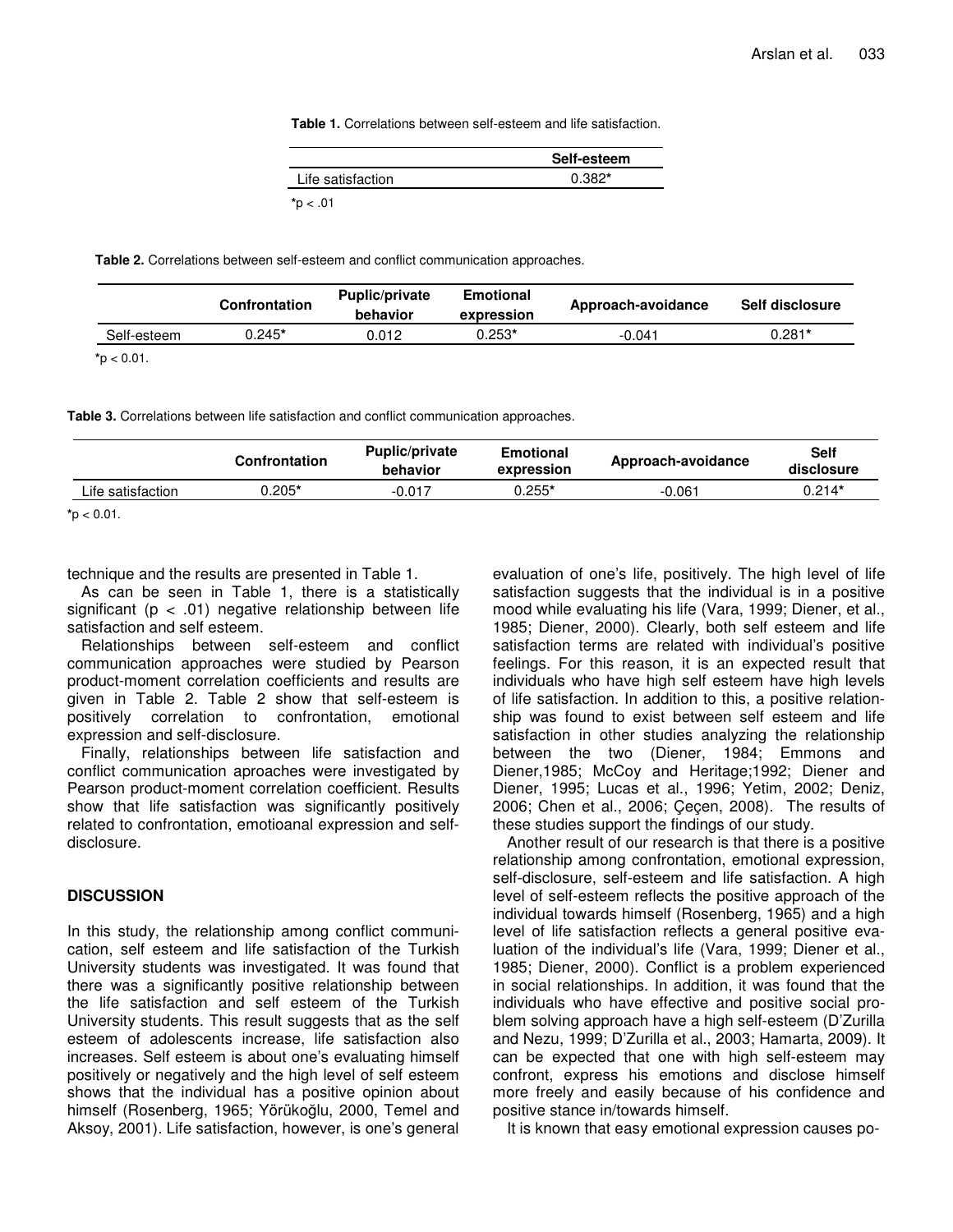**Table 1.** Correlations between self-esteem and life satisfaction.

| | Self-esteem |
|---|---|
| Life satisfaction | 0.382* |

*p < .01

**Table 2.** Correlations between self-esteem and conflict communication approaches.

| | Confrontation | Puplic/private behavior | Emotional expression | Approach-avoidance | Self disclosure |
|---|---|---|---|---|---|
| Self-esteem | 0.245* | 0.012 | 0.253* | -0.041 | 0.281* |

*p < 0.01.

**Table 3.** Correlations between life satisfaction and conflict communication approaches.

| | Confrontation | Puplic/private behavior | Emotional expression | Approach-avoidance | Self disclosure |
|---|---|---|---|---|---|
| Life satisfaction | 0.205* | -0.017 | 0.255* | -0.061 | 0.214* |

*p < 0.01.

technique and the results are presented in Table 1.

As can be seen in Table 1, there is a statistically significant ($p < .01$) negative relationship between life satisfaction and self esteem.

Relationships between self-esteem and conflict communication approaches were studied by Pearson product-moment correlation coefficients and results are given in Table 2. Table 2 show that self-esteem is positively correlation to confrontation, emotional expression and self-disclosure.

Finally, relationships between life satisfaction and conflict communication aproaches were investigated by Pearson product-moment correlation coefficient. Results show that life satisfaction was significantly positively related to confrontation, emotioanal expression and self-disclosure.

## DISCUSSION

In this study, the relationship among conflict communication, self esteem and life satisfaction of the Turkish University students was investigated. It was found that there was a significantly positive relationship between the life satisfaction and self esteem of the Turkish University students. This result suggests that as the self esteem of adolescents increase, life satisfaction also increases. Self esteem is about one's evaluating himself positively or negatively and the high level of self esteem shows that the individual has a positive opinion about himself (Rosenberg, 1965; Yörükoğlu, 2000, Temel and Aksoy, 2001). Life satisfaction, however, is one's general evaluation of one's life, positively. The high level of life satisfaction suggests that the individual is in a positive mood while evaluating his life (Vara, 1999; Diener, et al., 1985; Diener, 2000). Clearly, both self esteem and life satisfaction terms are related with individual's positive feelings. For this reason, it is an expected result that individuals who have high self esteem have high levels of life satisfaction. In addition to this, a positive relationship was found to exist between self esteem and life satisfaction in other studies analyzing the relationship between the two (Diener, 1984; Emmons and Diener,1985; McCoy and Heritage;1992; Diener and Diener, 1995; Lucas et al., 1996; Yetim, 2002; Deniz, 2006; Chen et al., 2006; Çeçen, 2008). The results of these studies support the findings of our study.

Another result of our research is that there is a positive relationship among confrontation, emotional expression, self-disclosure, self-esteem and life satisfaction. A high level of self-esteem reflects the positive approach of the individual towards himself (Rosenberg, 1965) and a high level of life satisfaction reflects a general positive evaluation of the individual's life (Vara, 1999; Diener et al., 1985; Diener, 2000). Conflict is a problem experienced in social relationships. In addition, it was found that the individuals who have effective and positive social problem solving approach have a high self-esteem (D'Zurilla and Nezu, 1999; D'Zurilla et al., 2003; Hamarta, 2009). It can be expected that one with high self-esteem may confront, express his emotions and disclose himself more freely and easily because of his confidence and positive stance in/towards himself.

It is known that easy emotional expression causes po-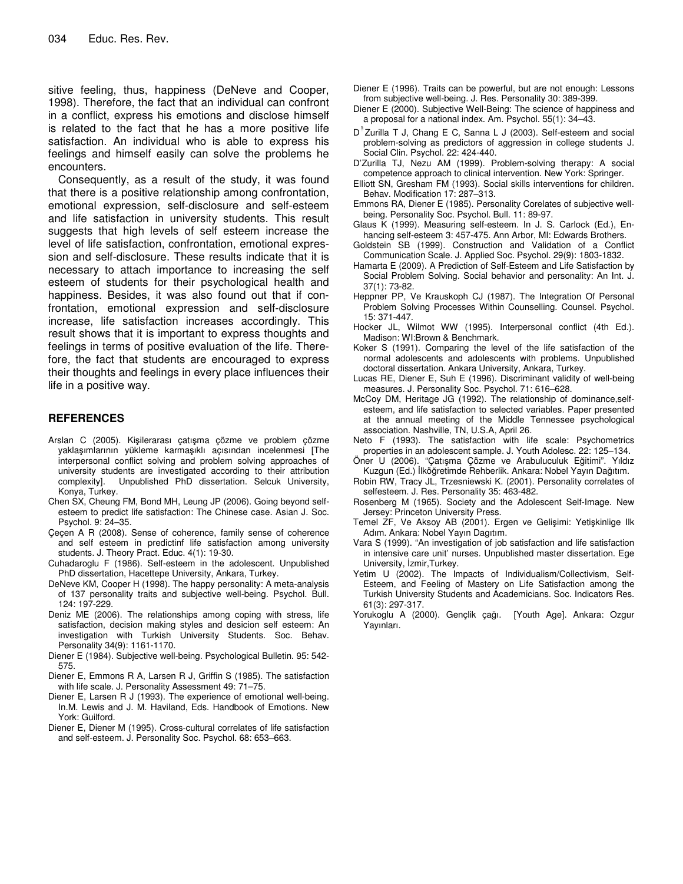sitive feeling, thus, happiness (DeNeve and Cooper, 1998). Therefore, the fact that an individual can confront in a conflict, express his emotions and disclose himself is related to the fact that he has a more positive life satisfaction. An individual who is able to express his feelings and himself easily can solve the problems he encounters.

Consequently, as a result of the study, it was found that there is a positive relationship among confrontation, emotional expression, self-disclosure and self-esteem and life satisfaction in university students. This result suggests that high levels of self esteem increase the level of life satisfaction, confrontation, emotional expression and self-disclosure. These results indicate that it is necessary to attach importance to increasing the self esteem of students for their psychological health and happiness. Besides, it was also found out that if confrontation, emotional expression and self-disclosure increase, life satisfaction increases accordingly. This result shows that it is important to express thoughts and feelings in terms of positive evaluation of the life. Therefore, the fact that students are encouraged to express their thoughts and feelings in every place influences their life in a positive way.

## REFERENCES

Arslan C (2005). Kişilerarası çatışma çözme ve problem çözme yaklaşımlarının yükleme karmaşıklı açısından incelenmesi [The interpersonal conflict solving and problem solving approaches of university students are investigated according to their attribution complexity]. Unpublished PhD dissertation. Selcuk University, Konya, Turkey.

Chen SX, Cheung FM, Bond MH, Leung JP (2006). Going beyond self-esteem to predict life satisfaction: The Chinese case. Asian J. Soc. Psychol. 9: 24–35.

Çeçen A R (2008). Sense of coherence, family sense of coherence and self esteem in predictinf life satisfaction among university students. J. Theory Pract. Educ. 4(1): 19-30.

Cuhadaroglu F (1986). Self-esteem in the adolescent. Unpublished PhD dissertation, Hacettepe University, Ankara, Turkey.

DeNeve KM, Cooper H (1998). The happy personality: A meta-analysis of 137 personality traits and subjective well-being. Psychol. Bull. 124: 197-229.

Deniz ME (2006). The relationships among coping with stress, life satisfaction, decision making styles and desicion self esteem: An investigation with Turkish University Students. Soc. Behav. Personality 34(9): 1161-1170.

Diener E (1984). Subjective well-being. Psychological Bulletin. 95: 542-575.

Diener E, Emmons R A, Larsen R J, Griffin S (1985). The satisfaction with life scale. J. Personality Assessment 49: 71–75.

Diener E, Larsen R J (1993). The experience of emotional well-being. In.M. Lewis and J. M. Haviland, Eds. Handbook of Emotions. New York: Guilford.

Diener E, Diener M (1995). Cross-cultural correlates of life satisfaction and self-esteem. J. Personality Soc. Psychol. 68: 653–663.

Diener E (1996). Traits can be powerful, but are not enough: Lessons from subjective well-being. J. Res. Personality 30: 389-399.

Diener E (2000). Subjective Well-Being: The science of happiness and a proposal for a national index. Am. Psychol. 55(1): 34–43.

D'Zurilla T J, Chang E C, Sanna L J (2003). Self-esteem and social problem-solving as predictors of aggression in college students J. Social Clin. Psychol. 22: 424-440.

D'Zurilla TJ, Nezu AM (1999). Problem-solving therapy: A social competence approach to clinical intervention. New York: Springer.

Elliott SN, Gresham FM (1993). Social skills interventions for children. Behav. Modification 17: 287–313.

Emmons RA, Diener E (1985). Personality Corelates of subjective well-being. Personality Soc. Psychol. Bull. 11: 89-97.

Glaus K (1999). Measuring self-esteem. In J. S. Carlock (Ed.), Enhancing self-esteem 3: 457-475. Ann Arbor, MI: Edwards Brothers.

Goldstein SB (1999). Construction and Validation of a Conflict Communication Scale. J. Applied Soc. Psychol. 29(9): 1803-1832.

Hamarta E (2009). A Prediction of Self-Esteem and Life Satisfaction by Social Problem Solving. Social behavior and personality: An Int. J. 37(1): 73-82.

Heppner PP, Ve Krauskoph CJ (1987). The Integration Of Personal Problem Solving Processes Within Counselling. Counsel. Psychol. 15: 371-447.

Hocker JL, Wilmot WW (1995). Interpersonal conflict (4th Ed.). Madison: WI:Brown & Benchmark.

Koker S (1991). Comparing the level of the life satisfaction of the normal adolescents and adolescents with problems. Unpublished doctoral dissertation. Ankara University, Ankara, Turkey.

Lucas RE, Diener E, Suh E (1996). Discriminant validity of well-being measures. J. Personality Soc. Psychol. 71: 616–628.

McCoy DM, Heritage JG (1992). The relationship of dominance,self-esteem, and life satisfaction to selected variables. Paper presented at the annual meeting of the Middle Tennessee psychological association. Nashville, TN, U.S.A, April 26.

Neto F (1993). The satisfaction with life scale: Psychometrics properties in an adolescent sample. J. Youth Adolesc. 22: 125–134.

Öner U (2006). "Çatışma Çözme ve Arabuluculuk Eğitimi". Yıldız Kuzgun (Ed.) İlköğretimde Rehberlik. Ankara: Nobel Yayın Dağıtım.

Robin RW, Tracy JL, Trzesniewski K. (2001). Personality correlates of selfesteem. J. Res. Personality 35: 463-482.

Rosenberg M (1965). Society and the Adolescent Self-Image. New Jersey: Princeton University Press.

Temel ZF, Ve Aksoy AB (2001). Ergen ve Gelişimi: Yetişkinlige Ilk Adım. Ankara: Nobel Yayın Dagıtım.

Vara S (1999). "An investigation of job satisfaction and life satisfaction in intensive care unit' nurses. Unpublished master dissertation. Ege University, İzmir,Turkey.

Yetim U (2002). The Impacts of Individualism/Collectivism, Self-Esteem, and Feeling of Mastery on Life Satisfaction among the Turkish University Students and Academicians. Soc. Indicators Res. 61(3): 297-317.

Yorukoglu A (2000). Gençlik çağı. [Youth Age]. Ankara: Ozgur Yayınları.